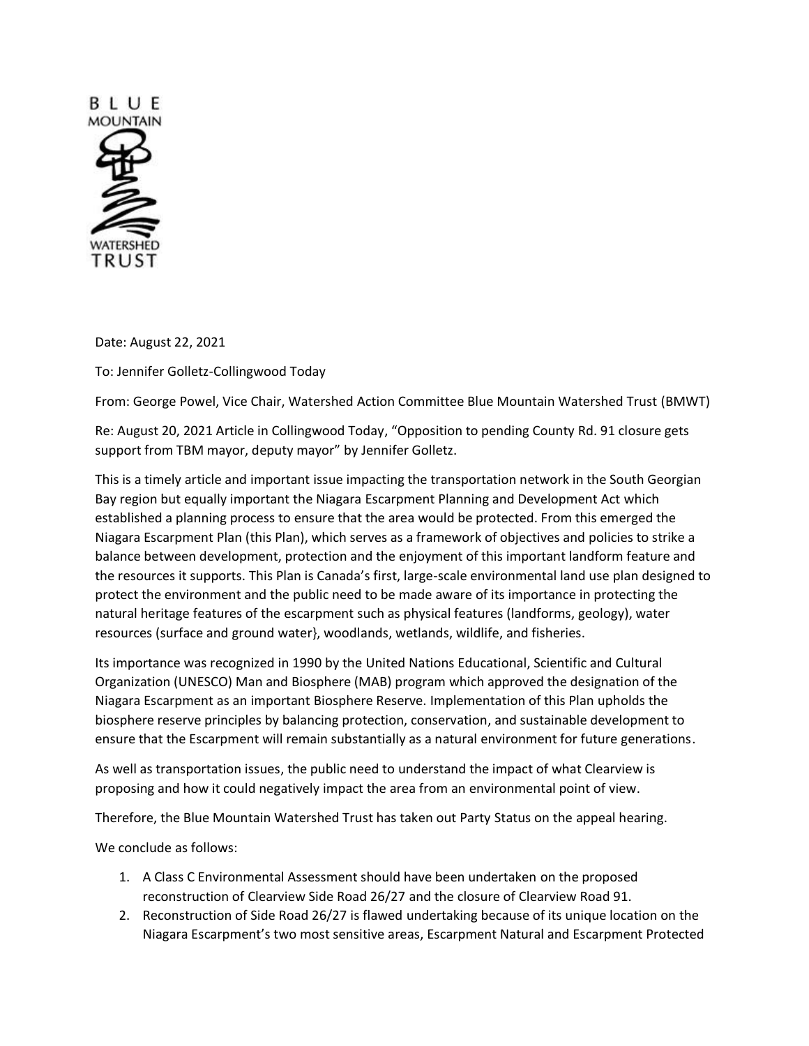BLUE MOUNTAIN WATERSHED TRUST

Date: August 22, 2021

To: Jennifer Golletz-Collingwood Today

From: George Powel, Vice Chair, Watershed Action Committee Blue Mountain Watershed Trust (BMWT)

Re: August 20, 2021 Article in Collingwood Today, "Opposition to pending County Rd. 91 closure gets support from TBM mayor, deputy mayor" by Jennifer Golletz.

This is a timely article and important issue impacting the transportation network in the South Georgian Bay region but equally important the Niagara Escarpment Planning and Development Act which established a planning process to ensure that the area would be protected. From this emerged the Niagara Escarpment Plan (this Plan), which serves as a framework of objectives and policies to strike a balance between development, protection and the enjoyment of this important landform feature and the resources it supports. This Plan is Canada's first, large-scale environmental land use plan designed to protect the environment and the public need to be made aware of its importance in protecting the natural heritage features of the escarpment such as physical features (landforms, geology), water resources (surface and ground water}, woodlands, wetlands, wildlife, and fisheries.

Its importance was recognized in 1990 by the United Nations Educational, Scientific and Cultural Organization (UNESCO) Man and Biosphere (MAB) program which approved the designation of the Niagara Escarpment as an important Biosphere Reserve. Implementation of this Plan upholds the biosphere reserve principles by balancing protection, conservation, and sustainable development to ensure that the Escarpment will remain substantially as a natural environment for future generations.

As well as transportation issues, the public need to understand the impact of what Clearview is proposing and how it could negatively impact the area from an environmental point of view.

Therefore, the Blue Mountain Watershed Trust has taken out Party Status on the appeal hearing.

We conclude as follows:

1. A Class C Environmental Assessment should have been undertaken on the proposed reconstruction of Clearview Side Road 26/27 and the closure of Clearview Road 91.
2. Reconstruction of Side Road 26/27 is flawed undertaking because of its unique location on the Niagara Escarpment's two most sensitive areas, Escarpment Natural and Escarpment Protected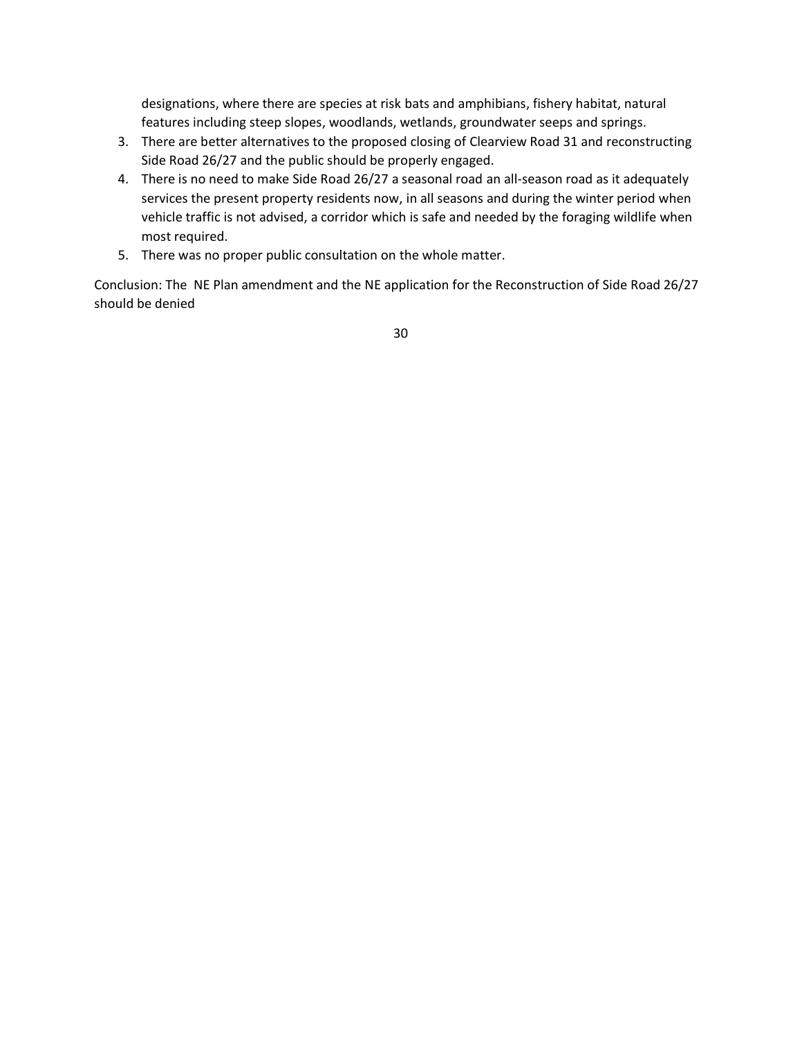designations, where there are species at risk bats and amphibians, fishery habitat, natural features including steep slopes, woodlands, wetlands, groundwater seeps and springs.

3. There are better alternatives to the proposed closing of Clearview Road 31 and reconstructing Side Road 26/27 and the public should be properly engaged.
4. There is no need to make Side Road 26/27 a seasonal road an all-season road as it adequately services the present property residents now, in all seasons and during the winter period when vehicle traffic is not advised, a corridor which is safe and needed by the foraging wildlife when most required.
5. There was no proper public consultation on the whole matter.

Conclusion: The NE Plan amendment and the NE application for the Reconstruction of Side Road 26/27 should be denied